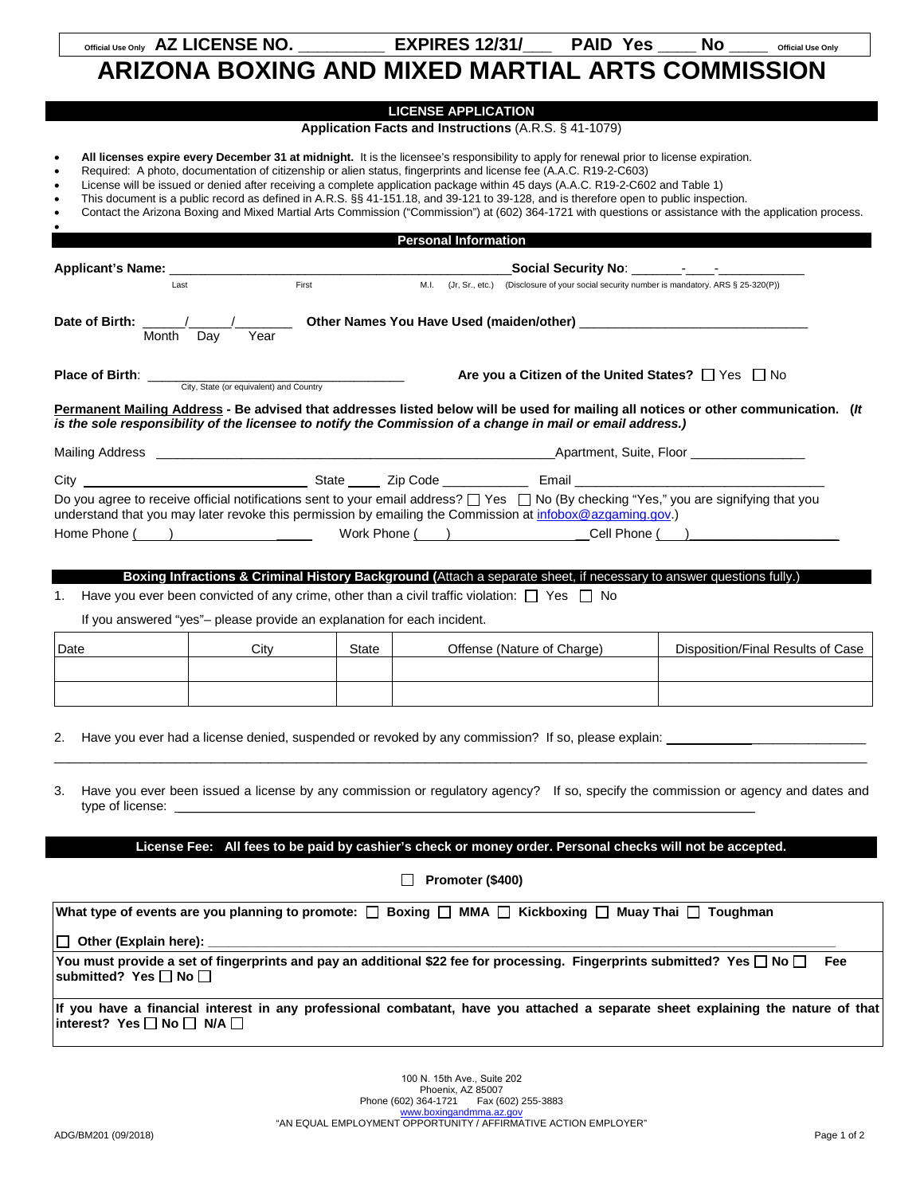Official Use Only **AZ LICENSE NO. _________ EXPIRES 12/31/___ PAID Yes ____ No ____** Official Use Only

# ARIZONA BOXING AND MIXED MARTIAL ARTS COMMISSION

## LICENSE APPLICATION

**Application Facts and Instructions** (A.R.S. § 41-1079)

- **All licenses expire every December 31 at midnight.** It is the licensee's responsibility to apply for renewal prior to license expiration.
- Required: A photo, documentation of citizenship or alien status, fingerprints and license fee (A.A.C. R19-2-C603)
- License will be issued or denied after receiving a complete application package within 45 days (A.A.C. R19-2-C602 and Table 1)
- This document is a public record as defined in A.R.S. §§ 41-151.18, and 39-121 to 39-128, and is therefore open to public inspection.
- Contact the Arizona Boxing and Mixed Martial Arts Commission ("Commission") at (602) 364-1721 with questions or assistance with the application process.

## Personal Information

**Applicant's Name:** ______________________________________________ **Social Security No**: _______-____-___________

Last First M.I. (Jr, Sr., etc.) (Disclosure of your social security number is mandatory. ARS § 25-320(P))

**Date of Birth:** ______/______/________ **Other Names You Have Used (maiden/other)** _______________________________

Month Day Year

**Place of Birth**: ____________________________________ **Are you a Citizen of the United States?** ☐ Yes ☐ No

City, State (or equivalent) and Country

**Permanent Mailing Address - Be advised that addresses listed below will be used for mailing all notices or other communication. (*It is the sole responsibility of the licensee to notify the Commission of a change in mail or email address.)***

Mailing Address ________________________________________________________Apartment, Suite, Floor ________________

City ______________________________ State _____ Zip Code ___________ Email ___________________________________

Do you agree to receive official notifications sent to your email address? ☐ Yes ☐ No (By checking "Yes," you are signifying that you understand that you may later revoke this permission by emailing the Commission at infobox@azgaming.gov.)

Home Phone ( ) ____________ Work Phone ( ) ____________ Cell Phone ( ) ____________

## Boxing Infractions & Criminal History Background (Attach a separate sheet, if necessary to answer questions fully.)

1. Have you ever been convicted of any crime, other than a civil traffic violation: ☐ Yes ☐ No

   If you answered "yes"– please provide an explanation for each incident.

| Date | City | State | Offense (Nature of Charge) | Disposition/Final Results of Case |
|---|---|---|---|---|
| | | | | |
| | | | | |

2. Have you ever had a license denied, suspended or revoked by any commission? If so, please explain: _____________________________

_____________________________________________________________________________________________________________

3. Have you ever been issued a license by any commission or regulatory agency? If so, specify the commission or agency and dates and type of license: _______________________________________________________________________________

## License Fee: All fees to be paid by cashier's check or money order. Personal checks will not be accepted.

☐ **Promoter ($400)**

**What type of events are you planning to promote:** ☐ **Boxing** ☐ **MMA** ☐ **Kickboxing** ☐ **Muay Thai** ☐ **Toughman**

☐ **Other (Explain here):** ____________________________________________________________________________

**You must provide a set of fingerprints and pay an additional $22 fee for processing. Fingerprints submitted? Yes ☐ No ☐ Fee submitted? Yes ☐ No ☐**

**If you have a financial interest in any professional combatant, have you attached a separate sheet explaining the nature of that interest? Yes ☐ No ☐ N/A ☐**

100 N. 15th Ave., Suite 202
Phoenix, AZ 85007
Phone (602) 364-1721 Fax (602) 255-3883
www.boxingandmma.az.gov
"AN EQUAL EMPLOYMENT OPPORTUNITY / AFFIRMATIVE ACTION EMPLOYER"

ADG/BM201 (09/2018)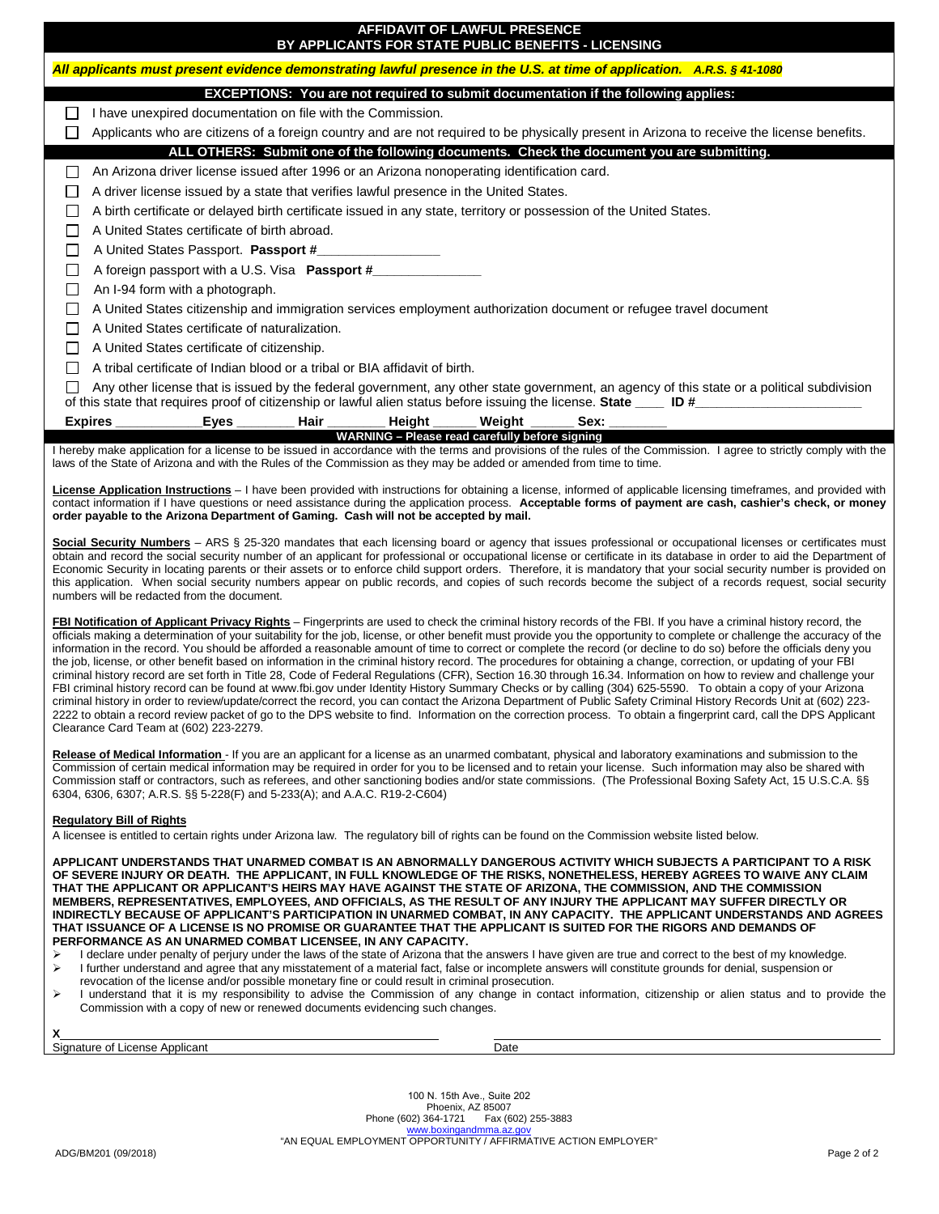# AFFIDAVIT OF LAWFUL PRESENCE
# BY APPLICANTS FOR STATE PUBLIC BENEFITS - LICENSING

***All applicants must present evidence demonstrating lawful presence in the U.S. at time of application. A.R.S. § 41-1080***

**EXCEPTIONS: You are not required to submit documentation if the following applies:**

- ☐ I have unexpired documentation on file with the Commission.
- ☐ Applicants who are citizens of a foreign country and are not required to be physically present in Arizona to receive the license benefits.

**ALL OTHERS: Submit one of the following documents. Check the document you are submitting.**

- ☐ An Arizona driver license issued after 1996 or an Arizona nonoperating identification card.
- ☐ A driver license issued by a state that verifies lawful presence in the United States.
- ☐ A birth certificate or delayed birth certificate issued in any state, territory or possession of the United States.
- ☐ A United States certificate of birth abroad.
- ☐ A United States Passport. **Passport #\_\_\_\_\_\_\_\_\_\_\_\_\_\_\_\_**
- ☐ A foreign passport with a U.S. Visa **Passport #\_\_\_\_\_\_\_\_\_\_\_\_\_\_\_**
- ☐ An I-94 form with a photograph.
- ☐ A United States citizenship and immigration services employment authorization document or refugee travel document
- ☐ A United States certificate of naturalization.
- ☐ A United States certificate of citizenship.
- ☐ A tribal certificate of Indian blood or a tribal or BIA affidavit of birth.
- ☐ Any other license that is issued by the federal government, any other state government, an agency of this state or a political subdivision of this state that requires proof of citizenship or lawful alien status before issuing the license. **State \_\_\_\_ ID #\_\_\_\_\_\_\_\_\_\_\_\_\_\_\_\_\_\_\_\_\_\_**

**Expires \_\_\_\_\_\_\_\_\_\_\_\_ Eyes \_\_\_\_\_\_\_\_ Hair \_\_\_\_\_\_\_\_ Height \_\_\_\_\_\_ Weight \_\_\_\_\_\_ Sex: \_\_\_\_\_\_\_\_**

**WARNING – Please read carefully before signing**

I hereby make application for a license to be issued in accordance with the terms and provisions of the rules of the Commission. I agree to strictly comply with the laws of the State of Arizona and with the Rules of the Commission as they may be added or amended from time to time.

**License Application Instructions** – I have been provided with instructions for obtaining a license, informed of applicable licensing timeframes, and provided with contact information if I have questions or need assistance during the application process. **Acceptable forms of payment are cash, cashier's check, or money order payable to the Arizona Department of Gaming. Cash will not be accepted by mail.**

**Social Security Numbers** – ARS § 25-320 mandates that each licensing board or agency that issues professional or occupational licenses or certificates must obtain and record the social security number of an applicant for professional or occupational license or certificate in its database in order to aid the Department of Economic Security in locating parents or their assets or to enforce child support orders. Therefore, it is mandatory that your social security number is provided on this application. When social security numbers appear on public records, and copies of such records become the subject of a records request, social security numbers will be redacted from the document.

**FBI Notification of Applicant Privacy Rights** – Fingerprints are used to check the criminal history records of the FBI. If you have a criminal history record, the officials making a determination of your suitability for the job, license, or other benefit must provide you the opportunity to complete or challenge the accuracy of the information in the record. You should be afforded a reasonable amount of time to correct or complete the record (or decline to do so) before the officials deny you the job, license, or other benefit based on information in the criminal history record. The procedures for obtaining a change, correction, or updating of your FBI criminal history record are set forth in Title 28, Code of Federal Regulations (CFR), Section 16.30 through 16.34. Information on how to review and challenge your FBI criminal history record can be found at www.fbi.gov under Identity History Summary Checks or by calling (304) 625-5590. To obtain a copy of your Arizona criminal history in order to review/update/correct the record, you can contact the Arizona Department of Public Safety Criminal History Records Unit at (602) 223-2222 to obtain a record review packet of go to the DPS website to find. Information on the correction process. To obtain a fingerprint card, call the DPS Applicant Clearance Card Team at (602) 223-2279.

**Release of Medical Information** - If you are an applicant for a license as an unarmed combatant, physical and laboratory examinations and submission to the Commission of certain medical information may be required in order for you to be licensed and to retain your license. Such information may also be shared with Commission staff or contractors, such as referees, and other sanctioning bodies and/or state commissions. (The Professional Boxing Safety Act, 15 U.S.C.A. §§ 6304, 6306, 6307; A.R.S. §§ 5-228(F) and 5-233(A); and A.A.C. R19-2-C604)

**Regulatory Bill of Rights**

A licensee is entitled to certain rights under Arizona law. The regulatory bill of rights can be found on the Commission website listed below.

**APPLICANT UNDERSTANDS THAT UNARMED COMBAT IS AN ABNORMALLY DANGEROUS ACTIVITY WHICH SUBJECTS A PARTICIPANT TO A RISK OF SEVERE INJURY OR DEATH. THE APPLICANT, IN FULL KNOWLEDGE OF THE RISKS, NONETHELESS, HEREBY AGREES TO WAIVE ANY CLAIM THAT THE APPLICANT OR APPLICANT'S HEIRS MAY HAVE AGAINST THE STATE OF ARIZONA, THE COMMISSION, AND THE COMMISSION MEMBERS, REPRESENTATIVES, EMPLOYEES, AND OFFICIALS, AS THE RESULT OF ANY INJURY THE APPLICANT MAY SUFFER DIRECTLY OR INDIRECTLY BECAUSE OF APPLICANT'S PARTICIPATION IN UNARMED COMBAT, IN ANY CAPACITY. THE APPLICANT UNDERSTANDS AND AGREES THAT ISSUANCE OF A LICENSE IS NO PROMISE OR GUARANTEE THAT THE APPLICANT IS SUITED FOR THE RIGORS AND DEMANDS OF PERFORMANCE AS AN UNARMED COMBAT LICENSEE, IN ANY CAPACITY.**

- I declare under penalty of perjury under the laws of the state of Arizona that the answers I have given are true and correct to the best of my knowledge.
- I further understand and agree that any misstatement of a material fact, false or incomplete answers will constitute grounds for denial, suspension or revocation of the license and/or possible monetary fine or could result in criminal prosecution.
- I understand that it is my responsibility to advise the Commission of any change in contact information, citizenship or alien status and to provide the Commission with a copy of new or renewed documents evidencing such changes.

X\_\_\_\_\_\_\_\_\_\_\_\_\_\_\_\_\_\_\_\_\_\_\_\_\_\_\_\_\_\_\_\_\_\_\_\_\_\_\_\_ \_\_\_\_\_\_\_\_\_\_\_\_\_\_\_\_\_\_\_\_\_\_\_\_\_\_\_\_\_\_\_\_\_\_\_\_\_\_\_\_

Signature of License Applicant | Date

100 N. 15th Ave., Suite 202
Phoenix, AZ 85007
Phone (602) 364-1721 Fax (602) 255-3883
www.boxingandmma.az.gov
"AN EQUAL EMPLOYMENT OPPORTUNITY / AFFIRMATIVE ACTION EMPLOYER"

ADG/BM201 (09/2018)